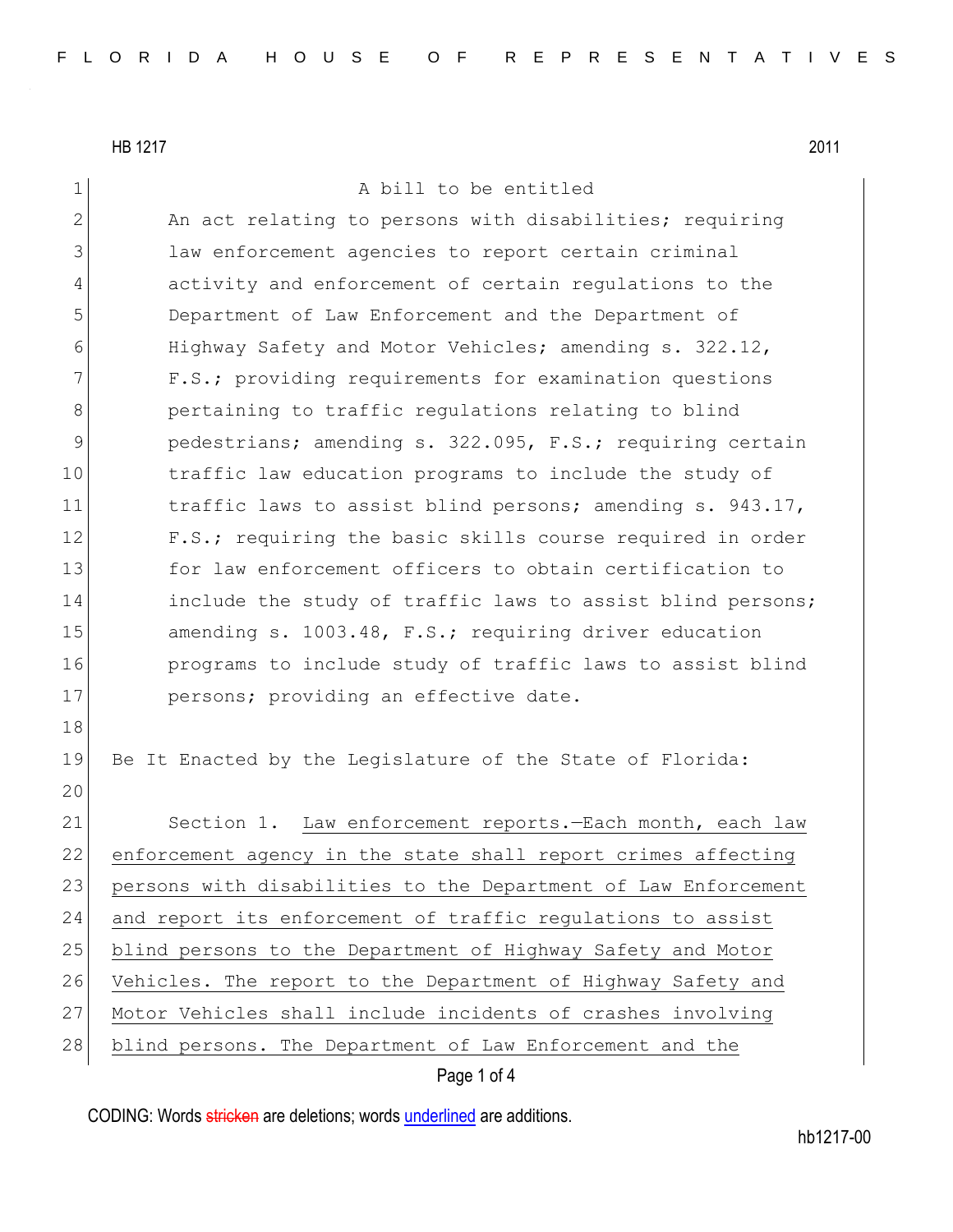HB 1217 2011

A bill to be entitled

An act relating to persons with disabilities; requiring law enforcement agencies to report certain criminal activity and enforcement of certain regulations to the Department of Law Enforcement and the Department of Highway Safety and Motor Vehicles; amending s. 322.12, F.S.; providing requirements for examination questions pertaining to traffic regulations relating to blind pedestrians; amending s. 322.095, F.S.; requiring certain traffic law education programs to include the study of traffic laws to assist blind persons; amending s. 943.17, F.S.; requiring the basic skills course required in order for law enforcement officers to obtain certification to include the study of traffic laws to assist blind persons; amending s. 1003.48, F.S.; requiring driver education programs to include study of traffic laws to assist blind persons; providing an effective date.

Be It Enacted by the Legislature of the State of Florida:

Section 1. Law enforcement reports.—Each month, each law enforcement agency in the state shall report crimes affecting persons with disabilities to the Department of Law Enforcement and report its enforcement of traffic regulations to assist blind persons to the Department of Highway Safety and Motor Vehicles. The report to the Department of Highway Safety and Motor Vehicles shall include incidents of crashes involving blind persons. The Department of Law Enforcement and the

CODING: Words stricken are deletions; words underlined are additions.

hb1217-00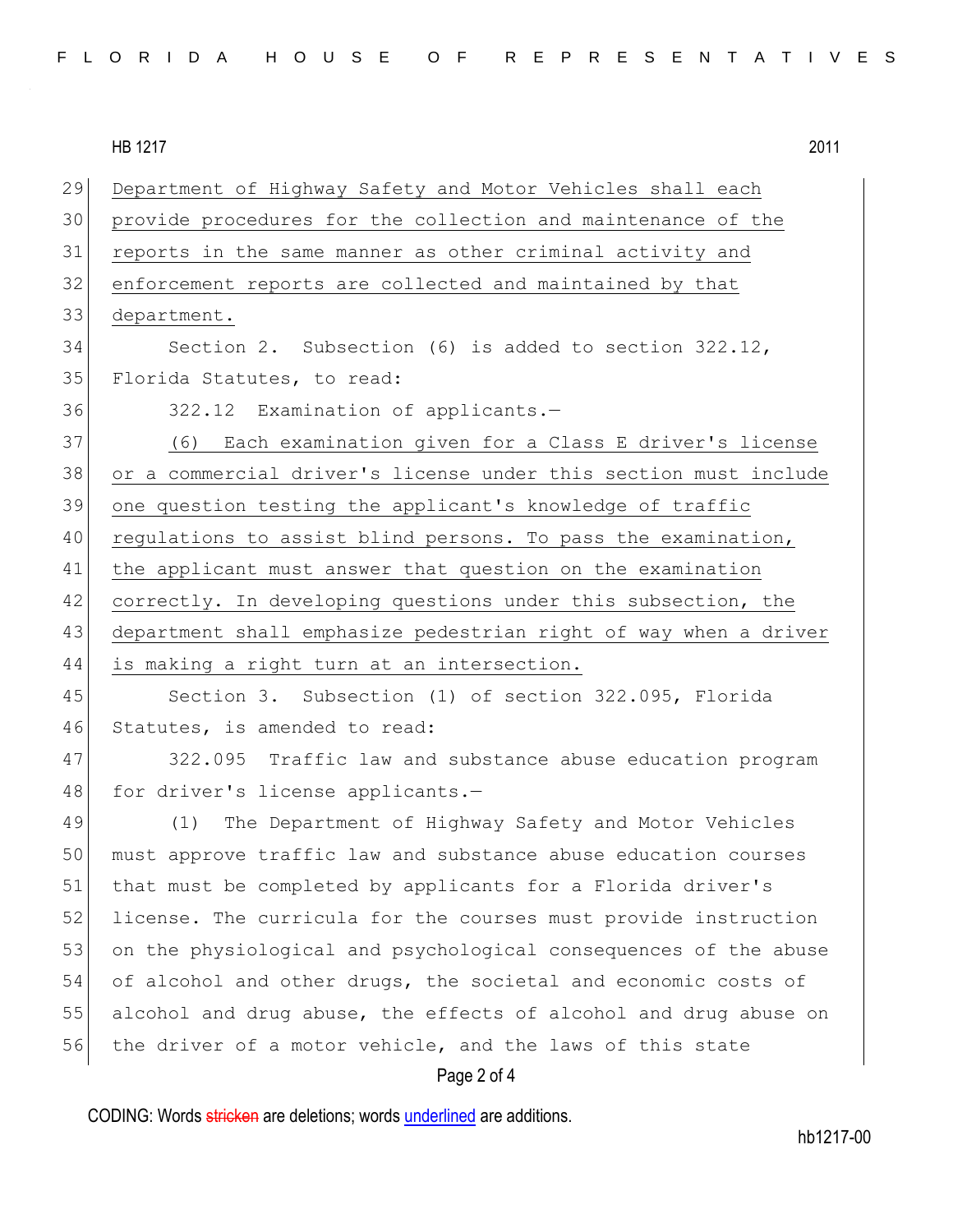Department of Highway Safety and Motor Vehicles shall each provide procedures for the collection and maintenance of the reports in the same manner as other criminal activity and enforcement reports are collected and maintained by that department.

Section 2. Subsection (6) is added to section 322.12, Florida Statutes, to read:

322.12 Examination of applicants.—

(6) Each examination given for a Class E driver's license or a commercial driver's license under this section must include one question testing the applicant's knowledge of traffic regulations to assist blind persons. To pass the examination, the applicant must answer that question on the examination correctly. In developing questions under this subsection, the department shall emphasize pedestrian right of way when a driver is making a right turn at an intersection.

Section 3. Subsection (1) of section 322.095, Florida Statutes, is amended to read:

322.095 Traffic law and substance abuse education program for driver's license applicants.—

(1) The Department of Highway Safety and Motor Vehicles must approve traffic law and substance abuse education courses that must be completed by applicants for a Florida driver's license. The curricula for the courses must provide instruction on the physiological and psychological consequences of the abuse of alcohol and other drugs, the societal and economic costs of alcohol and drug abuse, the effects of alcohol and drug abuse on the driver of a motor vehicle, and the laws of this state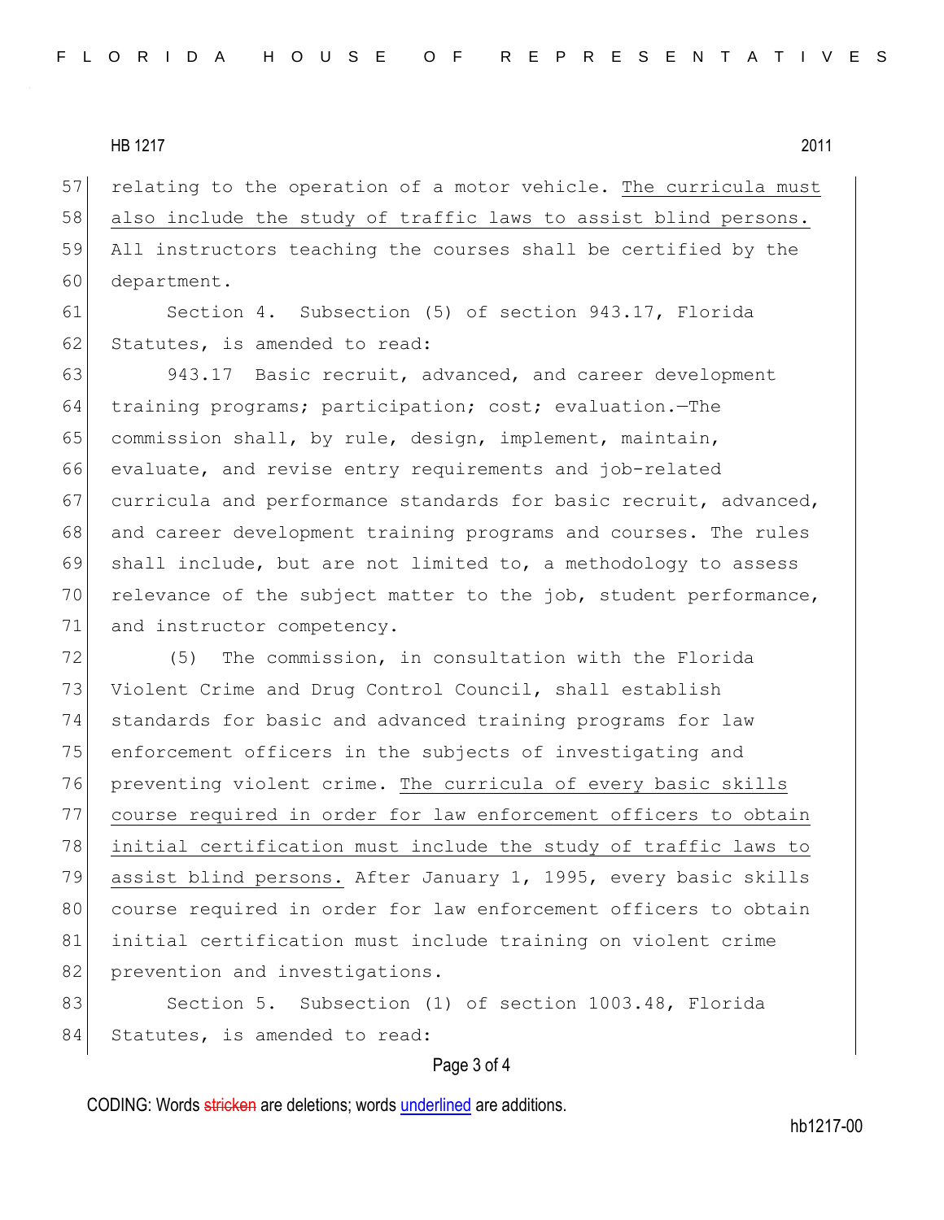relating to the operation of a motor vehicle. <u>The curricula must also include the study of traffic laws to assist blind persons.</u> All instructors teaching the courses shall be certified by the department.

Section 4. Subsection (5) of section 943.17, Florida Statutes, is amended to read:

943.17 Basic recruit, advanced, and career development training programs; participation; cost; evaluation.—The commission shall, by rule, design, implement, maintain, evaluate, and revise entry requirements and job-related curricula and performance standards for basic recruit, advanced, and career development training programs and courses. The rules shall include, but are not limited to, a methodology to assess relevance of the subject matter to the job, student performance, and instructor competency.

(5) The commission, in consultation with the Florida Violent Crime and Drug Control Council, shall establish standards for basic and advanced training programs for law enforcement officers in the subjects of investigating and preventing violent crime. <u>The curricula of every basic skills course required in order for law enforcement officers to obtain initial certification must include the study of traffic laws to assist blind persons.</u> After January 1, 1995, every basic skills course required in order for law enforcement officers to obtain initial certification must include training on violent crime prevention and investigations.

Section 5. Subsection (1) of section 1003.48, Florida Statutes, is amended to read: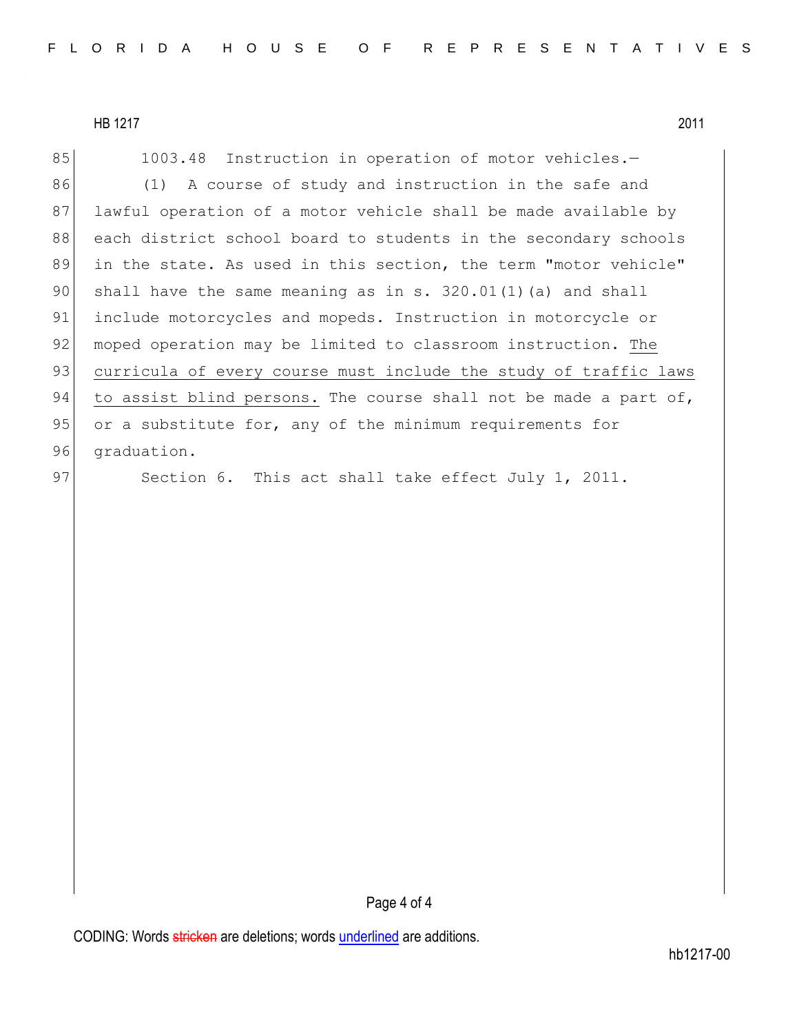1003.48 Instruction in operation of motor vehicles.—

(1) A course of study and instruction in the safe and lawful operation of a motor vehicle shall be made available by each district school board to students in the secondary schools in the state. As used in this section, the term "motor vehicle" shall have the same meaning as in s. 320.01(1)(a) and shall include motorcycles and mopeds. Instruction in motorcycle or moped operation may be limited to classroom instruction. <u>The curricula of every course must include the study of traffic laws to assist blind persons.</u> The course shall not be made a part of, or a substitute for, any of the minimum requirements for graduation.

Section 6. This act shall take effect July 1, 2011.